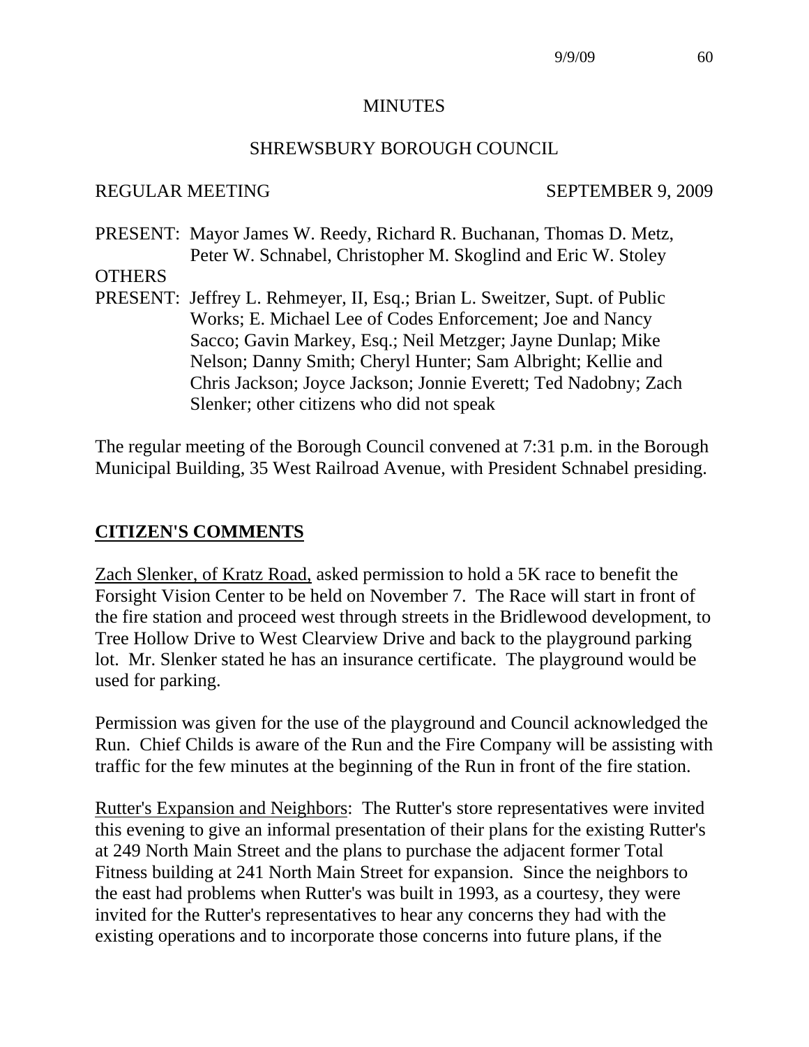# MINUTES

## SHREWSBURY BOROUGH COUNCIL

REGULAR MEETING SEPTEMBER 9, 2009

PRESENT: Mayor James W. Reedy, Richard R. Buchanan, Thomas D. Metz, Peter W. Schnabel, Christopher M. Skoglind and Eric W. Stoley

OTHERS PRESENT: Jeffrey L. Rehmeyer, II, Esq.; Brian L. Sweitzer, Supt. of Public Works; E. Michael Lee of Codes Enforcement; Joe and Nancy Sacco; Gavin Markey, Esq.; Neil Metzger; Jayne Dunlap; Mike Nelson; Danny Smith; Cheryl Hunter; Sam Albright; Kellie and Chris Jackson; Joyce Jackson; Jonnie Everett; Ted Nadobny; Zach Slenker; other citizens who did not speak

The regular meeting of the Borough Council convened at 7:31 p.m. in the Borough Municipal Building, 35 West Railroad Avenue, with President Schnabel presiding.

## CITIZEN'S COMMENTS

Zach Slenker, of Kratz Road, asked permission to hold a 5K race to benefit the Forsight Vision Center to be held on November 7. The Race will start in front of the fire station and proceed west through streets in the Bridlewood development, to Tree Hollow Drive to West Clearview Drive and back to the playground parking lot. Mr. Slenker stated he has an insurance certificate. The playground would be used for parking.

Permission was given for the use of the playground and Council acknowledged the Run. Chief Childs is aware of the Run and the Fire Company will be assisting with traffic for the few minutes at the beginning of the Run in front of the fire station.

Rutter's Expansion and Neighbors: The Rutter's store representatives were invited this evening to give an informal presentation of their plans for the existing Rutter's at 249 North Main Street and the plans to purchase the adjacent former Total Fitness building at 241 North Main Street for expansion. Since the neighbors to the east had problems when Rutter's was built in 1993, as a courtesy, they were invited for the Rutter's representatives to hear any concerns they had with the existing operations and to incorporate those concerns into future plans, if the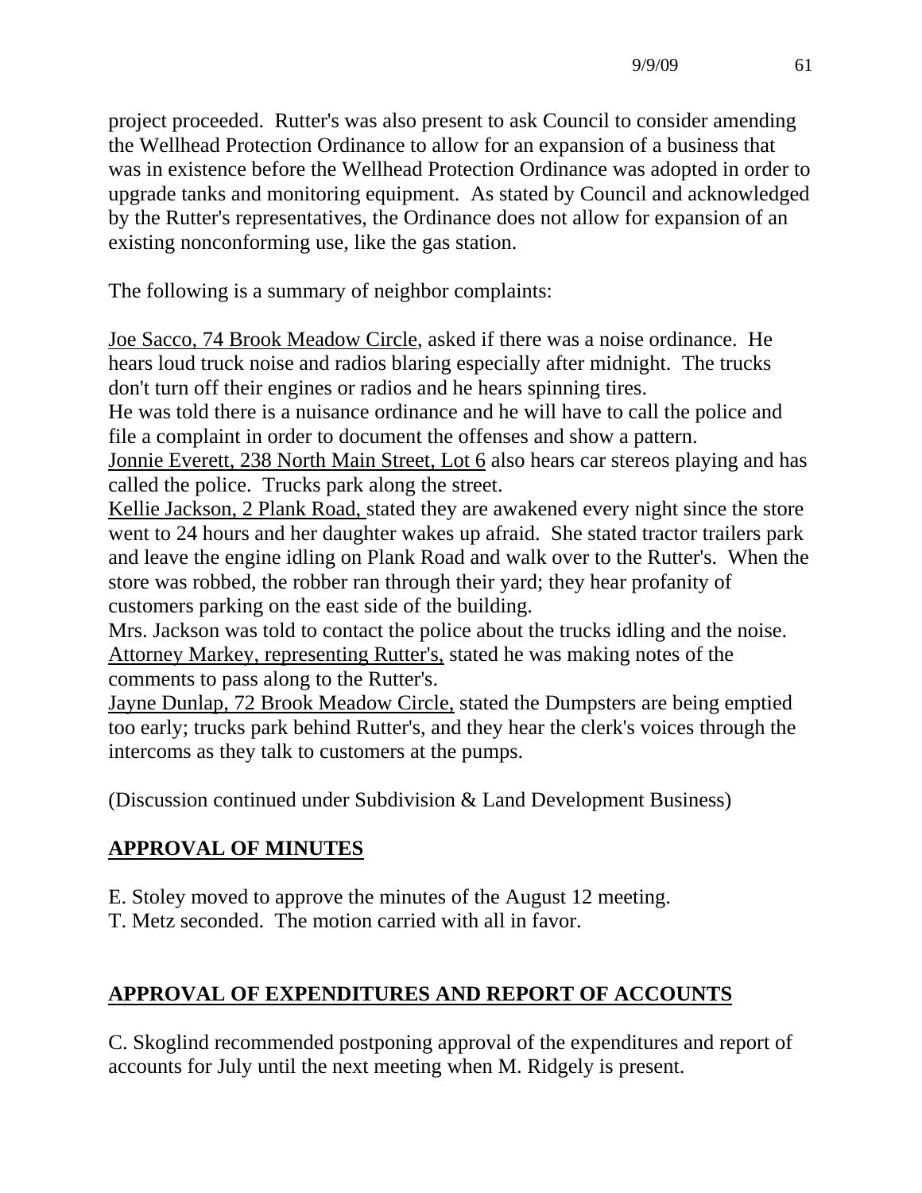project proceeded. Rutter's was also present to ask Council to consider amending the Wellhead Protection Ordinance to allow for an expansion of a business that was in existence before the Wellhead Protection Ordinance was adopted in order to upgrade tanks and monitoring equipment. As stated by Council and acknowledged by the Rutter's representatives, the Ordinance does not allow for expansion of an existing nonconforming use, like the gas station.

The following is a summary of neighbor complaints:

Joe Sacco, 74 Brook Meadow Circle, asked if there was a noise ordinance. He hears loud truck noise and radios blaring especially after midnight. The trucks don't turn off their engines or radios and he hears spinning tires.
He was told there is a nuisance ordinance and he will have to call the police and file a complaint in order to document the offenses and show a pattern.
Jonnie Everett, 238 North Main Street, Lot 6 also hears car stereos playing and has called the police. Trucks park along the street.
Kellie Jackson, 2 Plank Road, stated they are awakened every night since the store went to 24 hours and her daughter wakes up afraid. She stated tractor trailers park and leave the engine idling on Plank Road and walk over to the Rutter's. When the store was robbed, the robber ran through their yard; they hear profanity of customers parking on the east side of the building.
Mrs. Jackson was told to contact the police about the trucks idling and the noise.
Attorney Markey, representing Rutter's, stated he was making notes of the comments to pass along to the Rutter's.
Jayne Dunlap, 72 Brook Meadow Circle, stated the Dumpsters are being emptied too early; trucks park behind Rutter's, and they hear the clerk's voices through the intercoms as they talk to customers at the pumps.

(Discussion continued under Subdivision & Land Development Business)

## APPROVAL OF MINUTES

E. Stoley moved to approve the minutes of the August 12 meeting.
T. Metz seconded. The motion carried with all in favor.

## APPROVAL OF EXPENDITURES AND REPORT OF ACCOUNTS

C. Skoglind recommended postponing approval of the expenditures and report of accounts for July until the next meeting when M. Ridgely is present.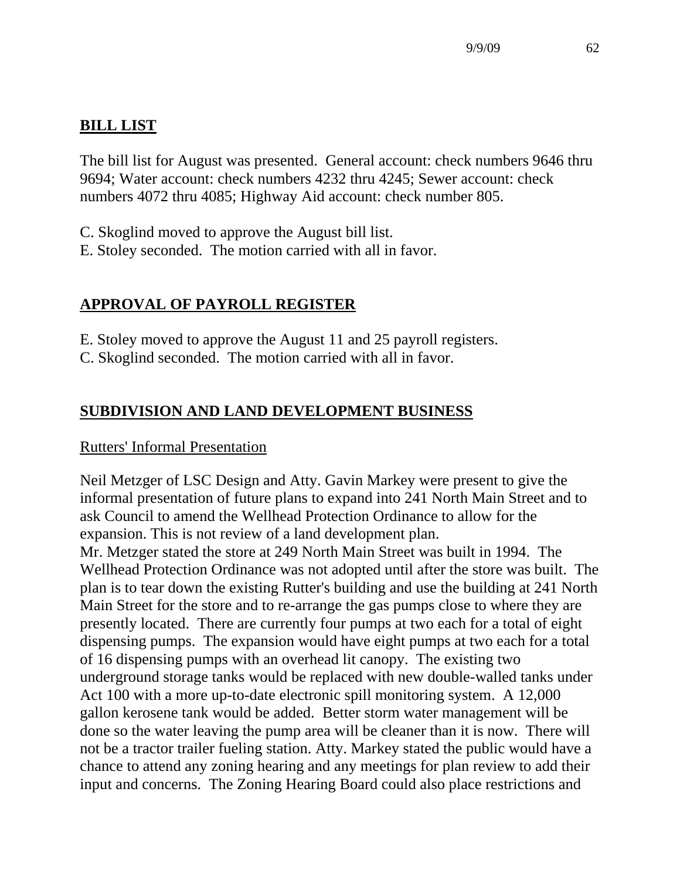## BILL LIST

The bill list for August was presented. General account: check numbers 9646 thru 9694; Water account: check numbers 4232 thru 4245; Sewer account: check numbers 4072 thru 4085; Highway Aid account: check number 805.

C. Skoglind moved to approve the August bill list.
E. Stoley seconded. The motion carried with all in favor.

## APPROVAL OF PAYROLL REGISTER

E. Stoley moved to approve the August 11 and 25 payroll registers.
C. Skoglind seconded. The motion carried with all in favor.

## SUBDIVISION AND LAND DEVELOPMENT BUSINESS

Rutters' Informal Presentation

Neil Metzger of LSC Design and Atty. Gavin Markey were present to give the informal presentation of future plans to expand into 241 North Main Street and to ask Council to amend the Wellhead Protection Ordinance to allow for the expansion. This is not review of a land development plan.
Mr. Metzger stated the store at 249 North Main Street was built in 1994. The Wellhead Protection Ordinance was not adopted until after the store was built. The plan is to tear down the existing Rutter's building and use the building at 241 North Main Street for the store and to re-arrange the gas pumps close to where they are presently located. There are currently four pumps at two each for a total of eight dispensing pumps. The expansion would have eight pumps at two each for a total of 16 dispensing pumps with an overhead lit canopy. The existing two underground storage tanks would be replaced with new double-walled tanks under Act 100 with a more up-to-date electronic spill monitoring system. A 12,000 gallon kerosene tank would be added. Better storm water management will be done so the water leaving the pump area will be cleaner than it is now. There will not be a tractor trailer fueling station. Atty. Markey stated the public would have a chance to attend any zoning hearing and any meetings for plan review to add their input and concerns. The Zoning Hearing Board could also place restrictions and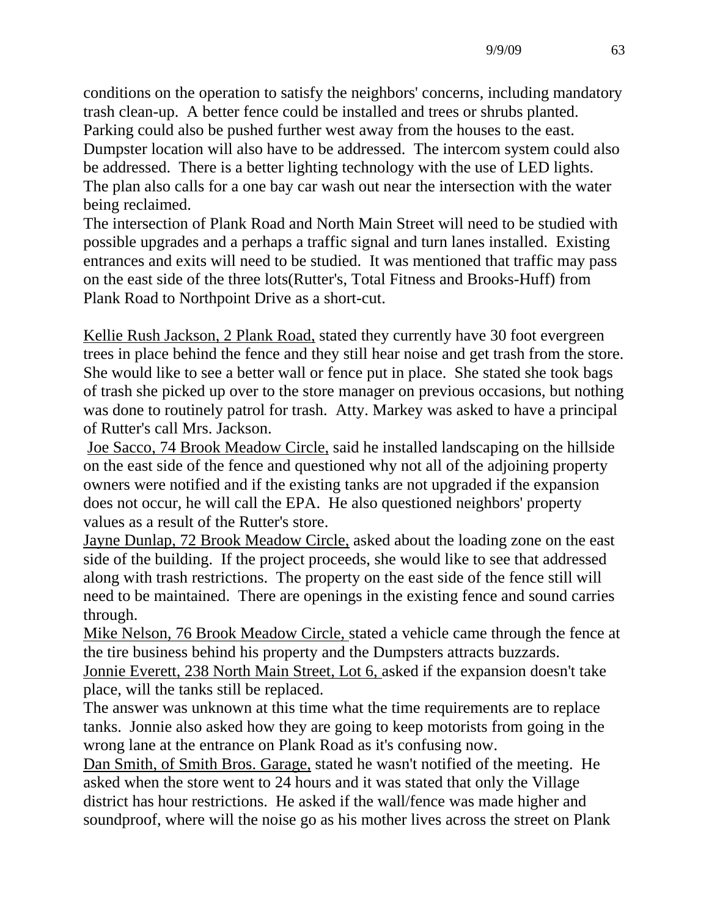conditions on the operation to satisfy the neighbors' concerns, including mandatory trash clean-up. A better fence could be installed and trees or shrubs planted. Parking could also be pushed further west away from the houses to the east. Dumpster location will also have to be addressed. The intercom system could also be addressed. There is a better lighting technology with the use of LED lights. The plan also calls for a one bay car wash out near the intersection with the water being reclaimed.

The intersection of Plank Road and North Main Street will need to be studied with possible upgrades and a perhaps a traffic signal and turn lanes installed. Existing entrances and exits will need to be studied. It was mentioned that traffic may pass on the east side of the three lots(Rutter's, Total Fitness and Brooks-Huff) from Plank Road to Northpoint Drive as a short-cut.

Kellie Rush Jackson, 2 Plank Road, stated they currently have 30 foot evergreen trees in place behind the fence and they still hear noise and get trash from the store. She would like to see a better wall or fence put in place. She stated she took bags of trash she picked up over to the store manager on previous occasions, but nothing was done to routinely patrol for trash. Atty. Markey was asked to have a principal of Rutter's call Mrs. Jackson.

Joe Sacco, 74 Brook Meadow Circle, said he installed landscaping on the hillside on the east side of the fence and questioned why not all of the adjoining property owners were notified and if the existing tanks are not upgraded if the expansion does not occur, he will call the EPA. He also questioned neighbors' property values as a result of the Rutter's store.

Jayne Dunlap, 72 Brook Meadow Circle, asked about the loading zone on the east side of the building. If the project proceeds, she would like to see that addressed along with trash restrictions. The property on the east side of the fence still will need to be maintained. There are openings in the existing fence and sound carries through.

Mike Nelson, 76 Brook Meadow Circle, stated a vehicle came through the fence at the tire business behind his property and the Dumpsters attracts buzzards.

Jonnie Everett, 238 North Main Street, Lot 6, asked if the expansion doesn't take place, will the tanks still be replaced.

The answer was unknown at this time what the time requirements are to replace tanks. Jonnie also asked how they are going to keep motorists from going in the wrong lane at the entrance on Plank Road as it's confusing now.

Dan Smith, of Smith Bros. Garage, stated he wasn't notified of the meeting. He asked when the store went to 24 hours and it was stated that only the Village district has hour restrictions. He asked if the wall/fence was made higher and soundproof, where will the noise go as his mother lives across the street on Plank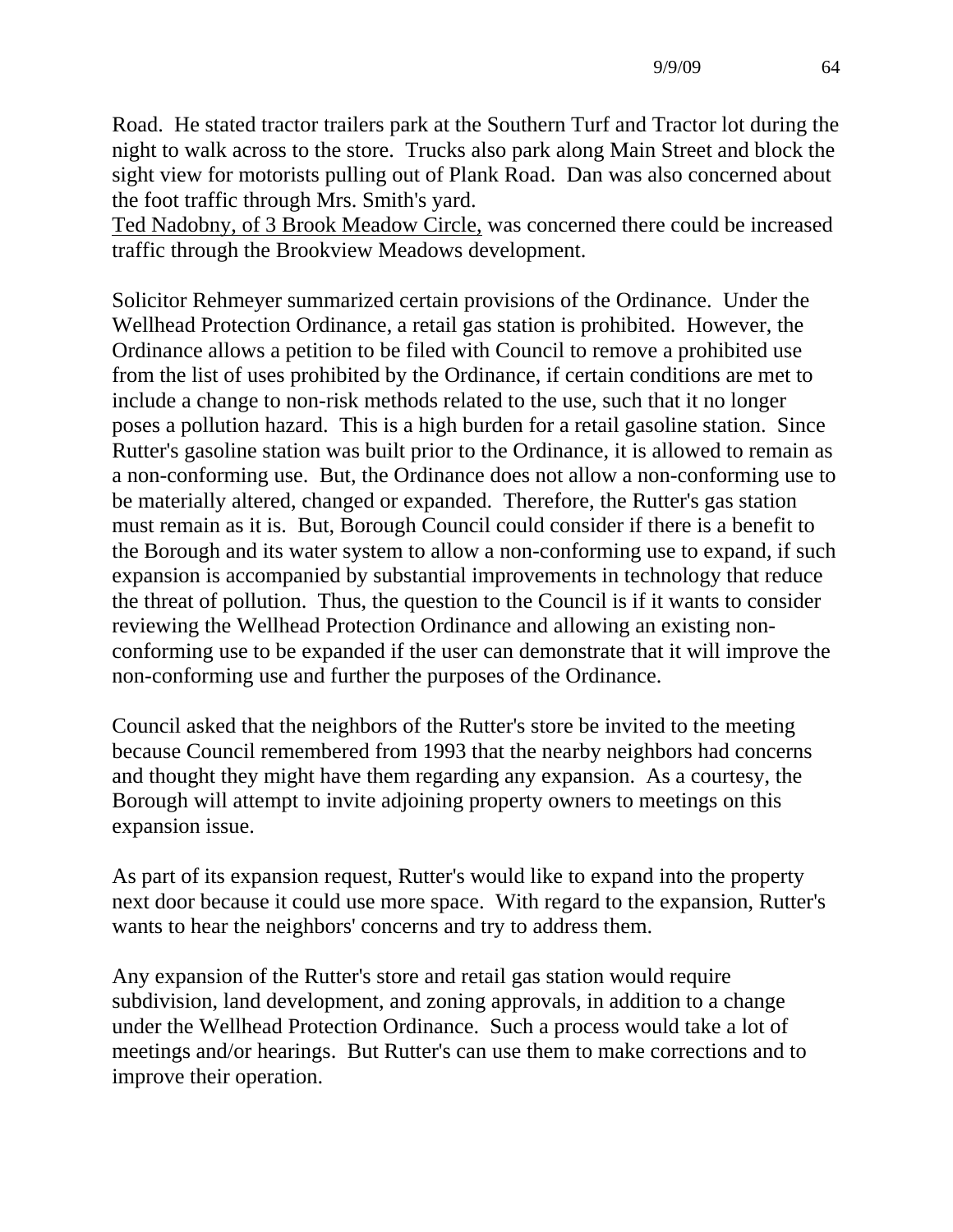Road. He stated tractor trailers park at the Southern Turf and Tractor lot during the night to walk across to the store. Trucks also park along Main Street and block the sight view for motorists pulling out of Plank Road. Dan was also concerned about the foot traffic through Mrs. Smith's yard.
<u>Ted Nadobny, of 3 Brook Meadow Circle,</u> was concerned there could be increased traffic through the Brookview Meadows development.

Solicitor Rehmeyer summarized certain provisions of the Ordinance. Under the Wellhead Protection Ordinance, a retail gas station is prohibited. However, the Ordinance allows a petition to be filed with Council to remove a prohibited use from the list of uses prohibited by the Ordinance, if certain conditions are met to include a change to non-risk methods related to the use, such that it no longer poses a pollution hazard. This is a high burden for a retail gasoline station. Since Rutter's gasoline station was built prior to the Ordinance, it is allowed to remain as a non-conforming use. But, the Ordinance does not allow a non-conforming use to be materially altered, changed or expanded. Therefore, the Rutter's gas station must remain as it is. But, Borough Council could consider if there is a benefit to the Borough and its water system to allow a non-conforming use to expand, if such expansion is accompanied by substantial improvements in technology that reduce the threat of pollution. Thus, the question to the Council is if it wants to consider reviewing the Wellhead Protection Ordinance and allowing an existing non-conforming use to be expanded if the user can demonstrate that it will improve the non-conforming use and further the purposes of the Ordinance.

Council asked that the neighbors of the Rutter's store be invited to the meeting because Council remembered from 1993 that the nearby neighbors had concerns and thought they might have them regarding any expansion. As a courtesy, the Borough will attempt to invite adjoining property owners to meetings on this expansion issue.

As part of its expansion request, Rutter's would like to expand into the property next door because it could use more space. With regard to the expansion, Rutter's wants to hear the neighbors' concerns and try to address them.

Any expansion of the Rutter's store and retail gas station would require subdivision, land development, and zoning approvals, in addition to a change under the Wellhead Protection Ordinance. Such a process would take a lot of meetings and/or hearings. But Rutter's can use them to make corrections and to improve their operation.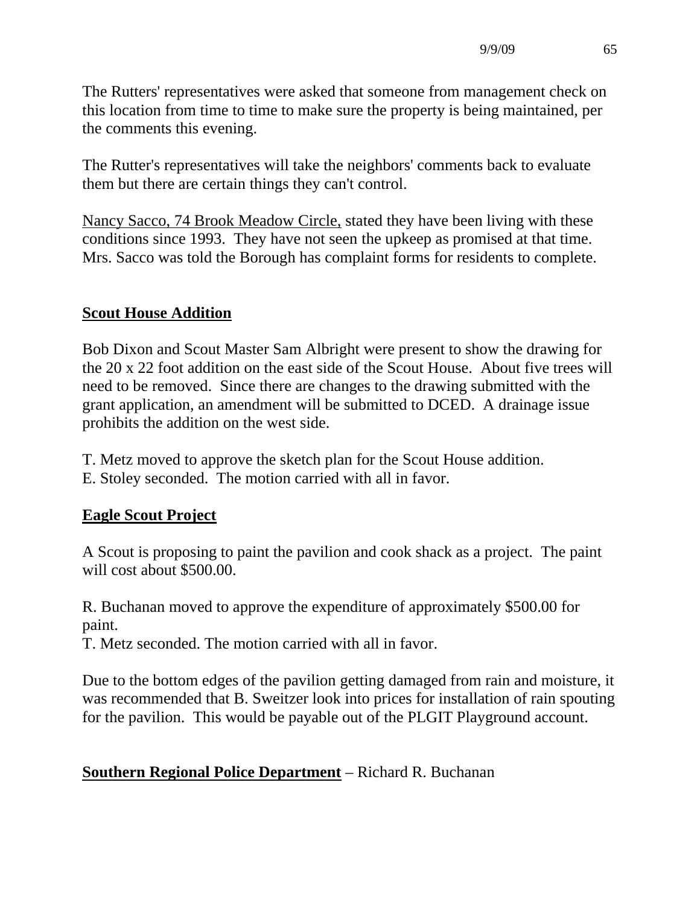The Rutters' representatives were asked that someone from management check on this location from time to time to make sure the property is being maintained, per the comments this evening.

The Rutter's representatives will take the neighbors' comments back to evaluate them but there are certain things they can't control.

Nancy Sacco, 74 Brook Meadow Circle, stated they have been living with these conditions since 1993. They have not seen the upkeep as promised at that time. Mrs. Sacco was told the Borough has complaint forms for residents to complete.

## Scout House Addition

Bob Dixon and Scout Master Sam Albright were present to show the drawing for the 20 x 22 foot addition on the east side of the Scout House. About five trees will need to be removed. Since there are changes to the drawing submitted with the grant application, an amendment will be submitted to DCED. A drainage issue prohibits the addition on the west side.

T. Metz moved to approve the sketch plan for the Scout House addition.
E. Stoley seconded. The motion carried with all in favor.

## Eagle Scout Project

A Scout is proposing to paint the pavilion and cook shack as a project. The paint will cost about $500.00.

R. Buchanan moved to approve the expenditure of approximately $500.00 for paint.
T. Metz seconded. The motion carried with all in favor.

Due to the bottom edges of the pavilion getting damaged from rain and moisture, it was recommended that B. Sweitzer look into prices for installation of rain spouting for the pavilion. This would be payable out of the PLGIT Playground account.

## Southern Regional Police Department – Richard R. Buchanan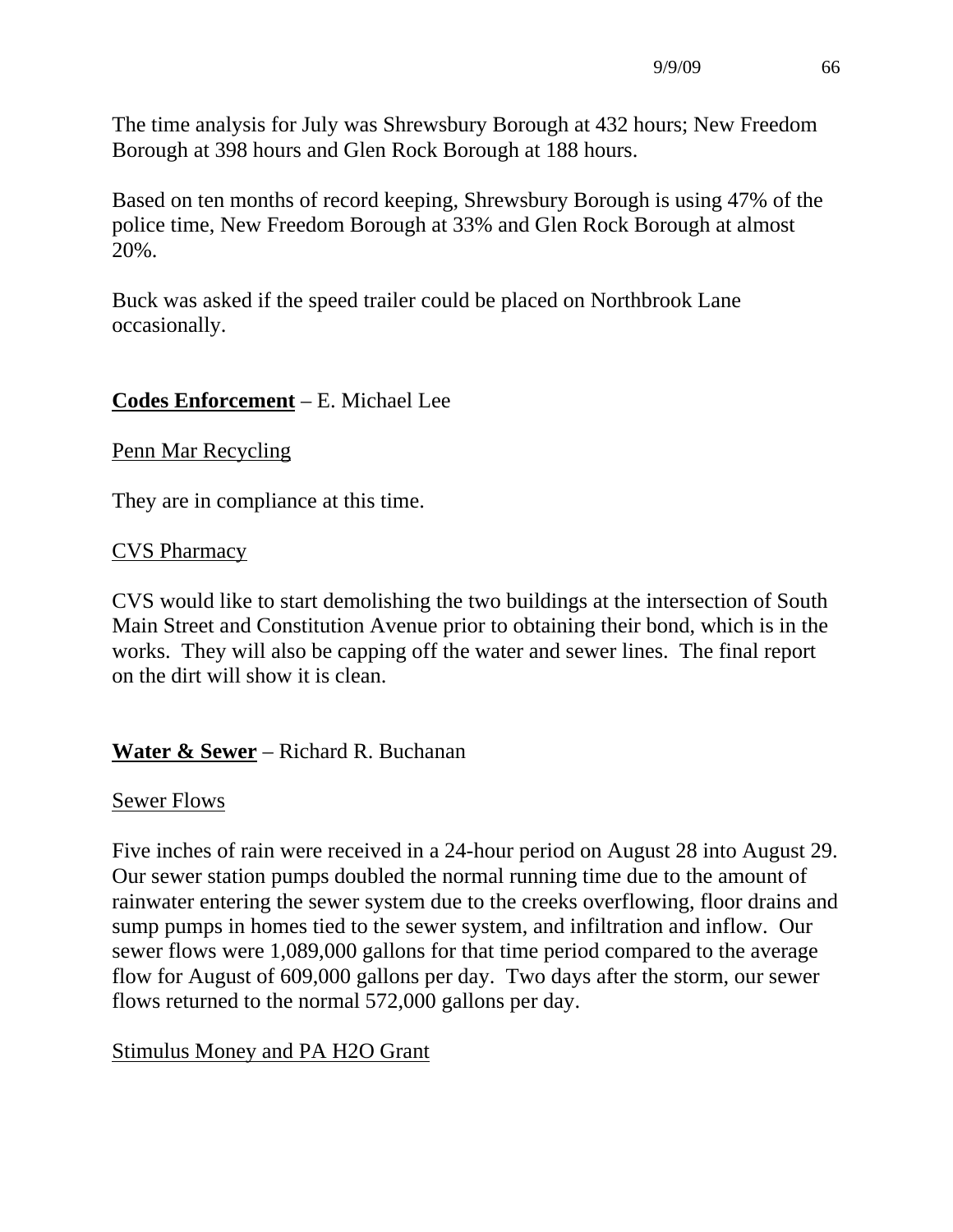The time analysis for July was Shrewsbury Borough at 432 hours; New Freedom Borough at 398 hours and Glen Rock Borough at 188 hours.

Based on ten months of record keeping, Shrewsbury Borough is using 47% of the police time, New Freedom Borough at 33% and Glen Rock Borough at almost 20%.

Buck was asked if the speed trailer could be placed on Northbrook Lane occasionally.

**Codes Enforcement** – E. Michael Lee

Penn Mar Recycling

They are in compliance at this time.

CVS Pharmacy

CVS would like to start demolishing the two buildings at the intersection of South Main Street and Constitution Avenue prior to obtaining their bond, which is in the works. They will also be capping off the water and sewer lines. The final report on the dirt will show it is clean.

**Water & Sewer** – Richard R. Buchanan

Sewer Flows

Five inches of rain were received in a 24-hour period on August 28 into August 29. Our sewer station pumps doubled the normal running time due to the amount of rainwater entering the sewer system due to the creeks overflowing, floor drains and sump pumps in homes tied to the sewer system, and infiltration and inflow. Our sewer flows were 1,089,000 gallons for that time period compared to the average flow for August of 609,000 gallons per day. Two days after the storm, our sewer flows returned to the normal 572,000 gallons per day.

Stimulus Money and PA H2O Grant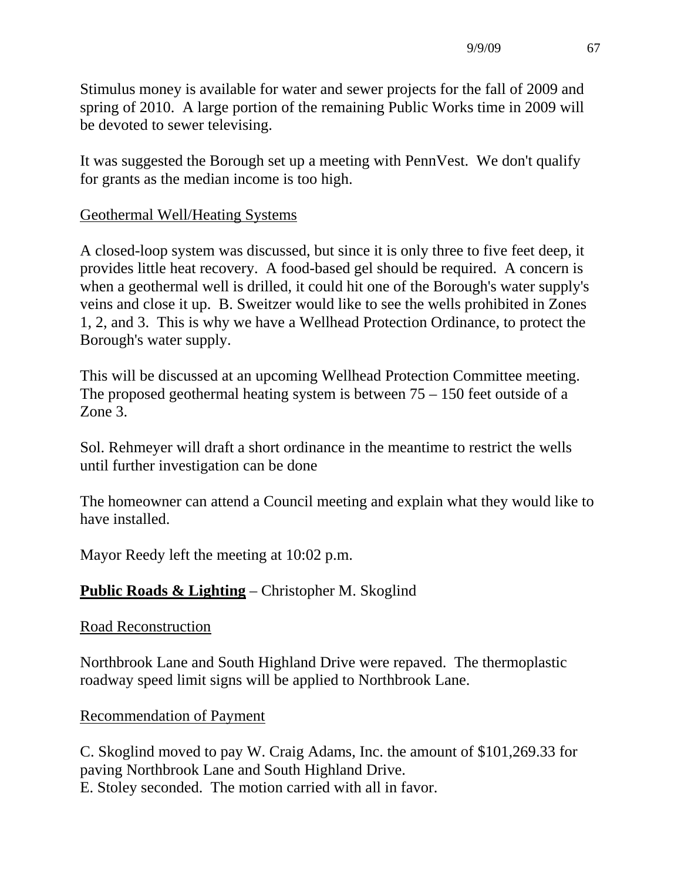Stimulus money is available for water and sewer projects for the fall of 2009 and spring of 2010. A large portion of the remaining Public Works time in 2009 will be devoted to sewer televising.

It was suggested the Borough set up a meeting with PennVest. We don't qualify for grants as the median income is too high.

Geothermal Well/Heating Systems

A closed-loop system was discussed, but since it is only three to five feet deep, it provides little heat recovery. A food-based gel should be required. A concern is when a geothermal well is drilled, it could hit one of the Borough's water supply's veins and close it up. B. Sweitzer would like to see the wells prohibited in Zones 1, 2, and 3. This is why we have a Wellhead Protection Ordinance, to protect the Borough's water supply.

This will be discussed at an upcoming Wellhead Protection Committee meeting. The proposed geothermal heating system is between 75 – 150 feet outside of a Zone 3.

Sol. Rehmeyer will draft a short ordinance in the meantime to restrict the wells until further investigation can be done

The homeowner can attend a Council meeting and explain what they would like to have installed.

Mayor Reedy left the meeting at 10:02 p.m.

**Public Roads & Lighting** – Christopher M. Skoglind

Road Reconstruction

Northbrook Lane and South Highland Drive were repaved. The thermoplastic roadway speed limit signs will be applied to Northbrook Lane.

Recommendation of Payment

C. Skoglind moved to pay W. Craig Adams, Inc. the amount of $101,269.33 for paving Northbrook Lane and South Highland Drive.
E. Stoley seconded. The motion carried with all in favor.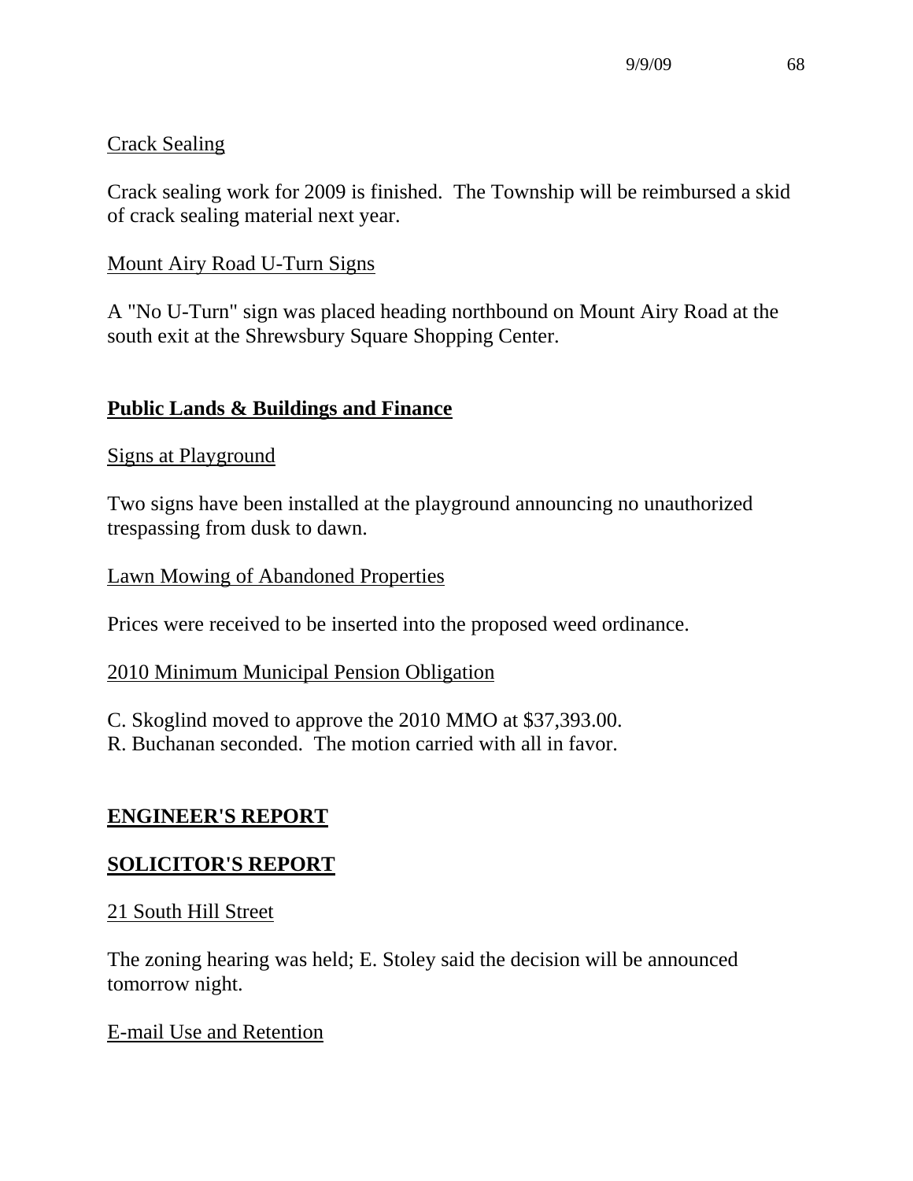Crack Sealing

Crack sealing work for 2009 is finished. The Township will be reimbursed a skid of crack sealing material next year.

Mount Airy Road U-Turn Signs

A "No U-Turn" sign was placed heading northbound on Mount Airy Road at the south exit at the Shrewsbury Square Shopping Center.

## Public Lands & Buildings and Finance

Signs at Playground

Two signs have been installed at the playground announcing no unauthorized trespassing from dusk to dawn.

Lawn Mowing of Abandoned Properties

Prices were received to be inserted into the proposed weed ordinance.

2010 Minimum Municipal Pension Obligation

C. Skoglind moved to approve the 2010 MMO at $37,393.00.
R. Buchanan seconded. The motion carried with all in favor.

## ENGINEER'S REPORT

## SOLICITOR'S REPORT

21 South Hill Street

The zoning hearing was held; E. Stoley said the decision will be announced tomorrow night.

E-mail Use and Retention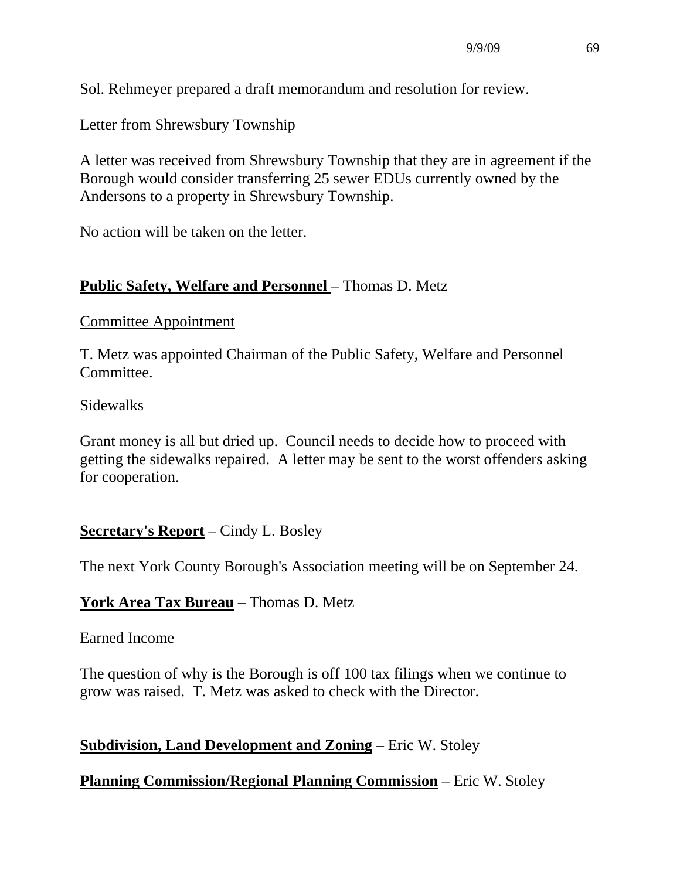Sol. Rehmeyer prepared a draft memorandum and resolution for review.

<u>Letter from Shrewsbury Township</u>

A letter was received from Shrewsbury Township that they are in agreement if the Borough would consider transferring 25 sewer EDUs currently owned by the Andersons to a property in Shrewsbury Township.

No action will be taken on the letter.

**<u>Public Safety, Welfare and Personnel</u>** – Thomas D. Metz

<u>Committee Appointment</u>

T. Metz was appointed Chairman of the Public Safety, Welfare and Personnel Committee.

<u>Sidewalks</u>

Grant money is all but dried up. Council needs to decide how to proceed with getting the sidewalks repaired. A letter may be sent to the worst offenders asking for cooperation.

**<u>Secretary's Report</u>** – Cindy L. Bosley

The next York County Borough's Association meeting will be on September 24.

**<u>York Area Tax Bureau</u>** – Thomas D. Metz

<u>Earned Income</u>

The question of why is the Borough is off 100 tax filings when we continue to grow was raised. T. Metz was asked to check with the Director.

**<u>Subdivision, Land Development and Zoning</u>** – Eric W. Stoley

**<u>Planning Commission/Regional Planning Commission</u>** – Eric W. Stoley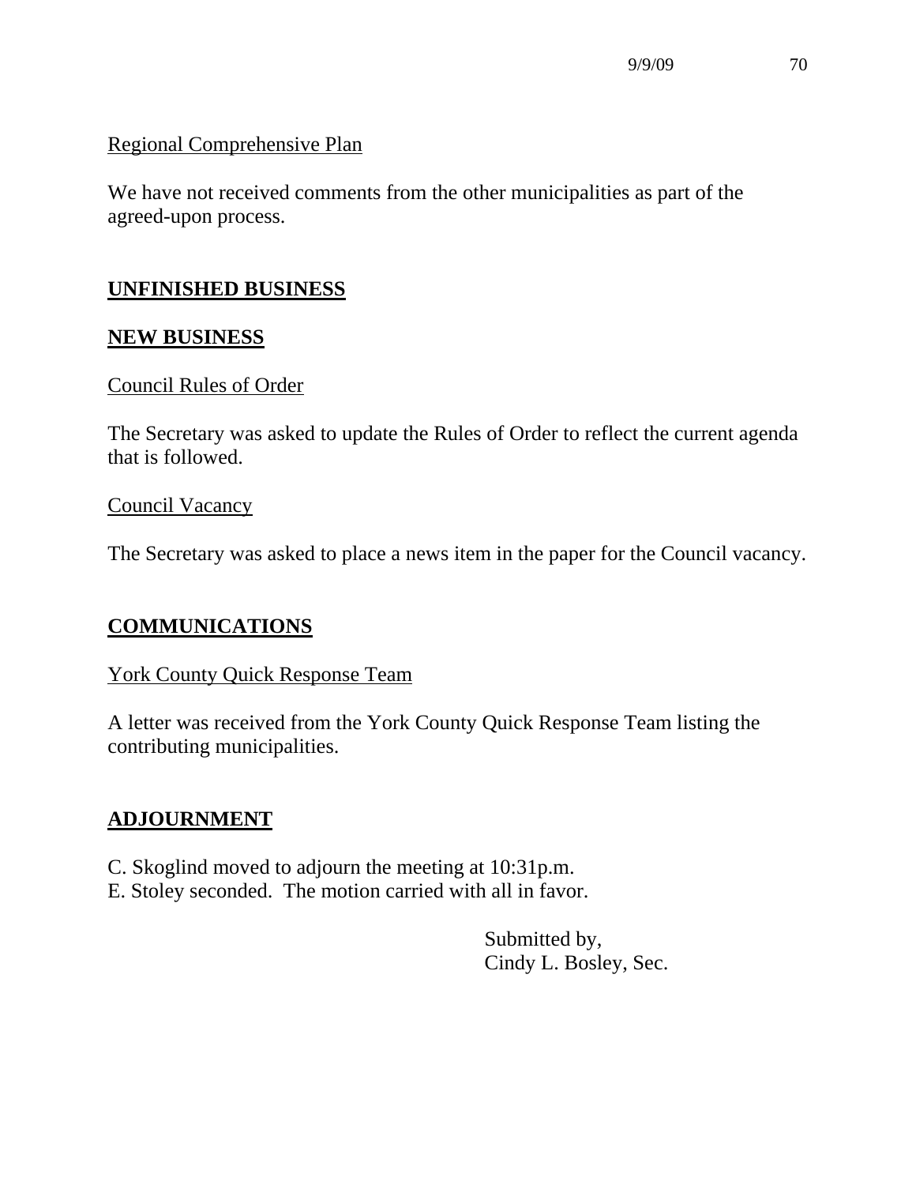Regional Comprehensive Plan

We have not received comments from the other municipalities as part of the agreed-upon process.

## UNFINISHED BUSINESS

## NEW BUSINESS

Council Rules of Order

The Secretary was asked to update the Rules of Order to reflect the current agenda that is followed.

Council Vacancy

The Secretary was asked to place a news item in the paper for the Council vacancy.

## COMMUNICATIONS

York County Quick Response Team

A letter was received from the York County Quick Response Team listing the contributing municipalities.

## ADJOURNMENT

C. Skoglind moved to adjourn the meeting at 10:31p.m.
E. Stoley seconded. The motion carried with all in favor.

Submitted by,
Cindy L. Bosley, Sec.